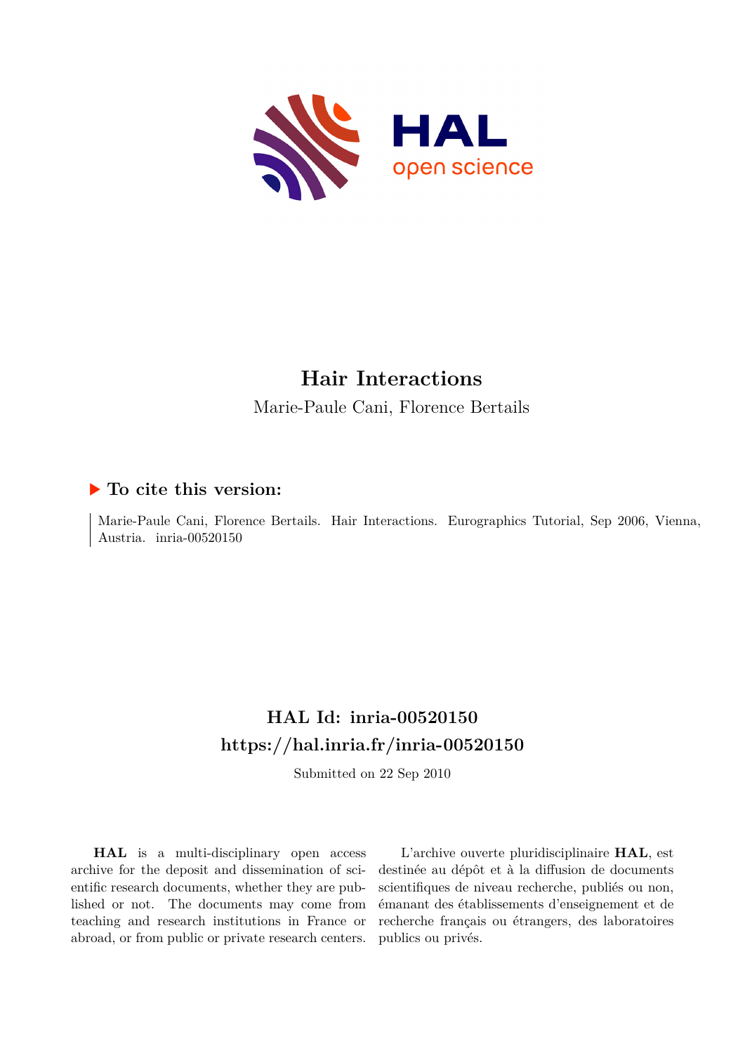# Hair Interactions

Marie-Paule Cani, Florence Bertails

## ▶ To cite this version:

Marie-Paule Cani, Florence Bertails. Hair Interactions. Eurographics Tutorial, Sep 2006, Vienna, Austria. inria-00520150

## HAL Id: inria-00520150

## https://hal.inria.fr/inria-00520150

Submitted on 22 Sep 2010

**HAL** is a multi-disciplinary open access archive for the deposit and dissemination of scientific research documents, whether they are published or not. The documents may come from teaching and research institutions in France or abroad, or from public or private research centers.

L'archive ouverte pluridisciplinaire **HAL**, est destinée au dépôt et à la diffusion de documents scientifiques de niveau recherche, publiés ou non, émanant des établissements d'enseignement et de recherche français ou étrangers, des laboratoires publics ou privés.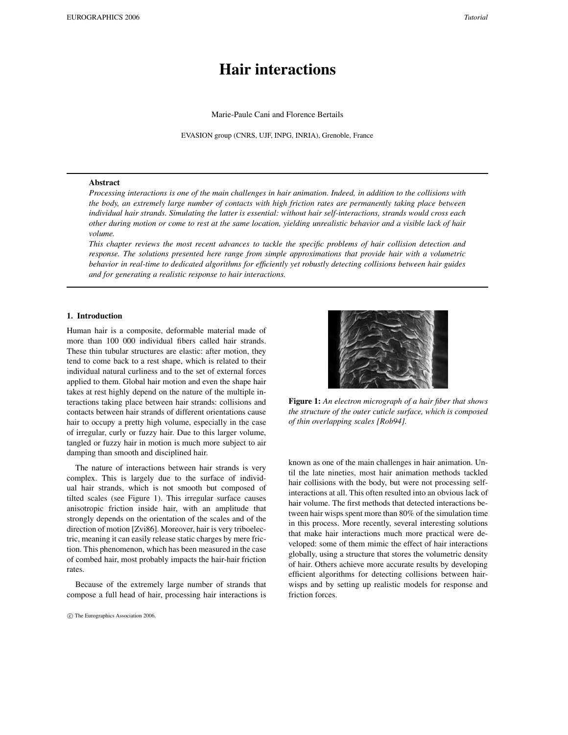# Hair interactions

Marie-Paule Cani and Florence Bertails

EVASION group (CNRS, UJF, INPG, INRIA), Grenoble, France

---

**Abstract**

*Processing interactions is one of the main challenges in hair animation. Indeed, in addition to the collisions with the body, an extremely large number of contacts with high friction rates are permanently taking place between individual hair strands. Simulating the latter is essential: without hair self-interactions, strands would cross each other during motion or come to rest at the same location, yielding unrealistic behavior and a visible lack of hair volume.*

*This chapter reviews the most recent advances to tackle the specific problems of hair collision detection and response. The solutions presented here range from simple approximations that provide hair with a volumetric behavior in real-time to dedicated algorithms for efficiently yet robustly detecting collisions between hair guides and for generating a realistic response to hair interactions.*

---

## 1. Introduction

Human hair is a composite, deformable material made of more than 100 000 individual fibers called hair strands. These thin tubular structures are elastic: after motion, they tend to come back to a rest shape, which is related to their individual natural curliness and to the set of external forces applied to them. Global hair motion and even the shape hair takes at rest highly depend on the nature of the multiple interactions taking place between hair strands: collisions and contacts between hair strands of different orientations cause hair to occupy a pretty high volume, especially in the case of irregular, curly or fuzzy hair. Due to this larger volume, tangled or fuzzy hair in motion is much more subject to air damping than smooth and disciplined hair.

The nature of interactions between hair strands is very complex. This is largely due to the surface of individual hair strands, which is not smooth but composed of tilted scales (see Figure 1). This irregular surface causes anisotropic friction inside hair, with an amplitude that strongly depends on the orientation of the scales and of the direction of motion [Zvi86]. Moreover, hair is very triboelectric, meaning it can easily release static charges by mere friction. This phenomenon, which has been measured in the case of combed hair, most probably impacts the hair-hair friction rates.

Because of the extremely large number of strands that compose a full head of hair, processing hair interactions is known as one of the main challenges in hair animation. Until the late nineties, most hair animation methods tackled hair collisions with the body, but were not processing self-interactions at all. This often resulted into an obvious lack of hair volume. The first methods that detected interactions between hair wisps spent more than 80% of the simulation time in this process. More recently, several interesting solutions that make hair interactions much more practical were developed: some of them mimic the effect of hair interactions globally, using a structure that stores the volumetric density of hair. Others achieve more accurate results by developing efficient algorithms for detecting collisions between hair-wisps and by setting up realistic models for response and friction forces.

**Figure 1:** *An electron micrograph of a hair fiber that shows the structure of the outer cuticle surface, which is composed of thin overlapping scales [Rob94].*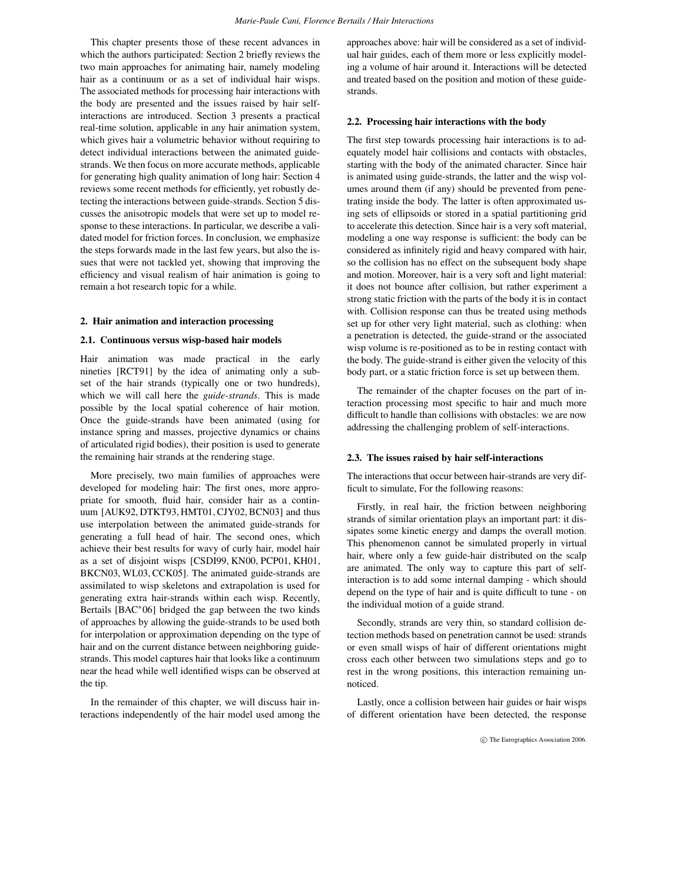This chapter presents those of these recent advances in which the authors participated: Section 2 briefly reviews the two main approaches for animating hair, namely modeling hair as a continuum or as a set of individual hair wisps. The associated methods for processing hair interactions with the body are presented and the issues raised by hair self-interactions are introduced. Section 3 presents a practical real-time solution, applicable in any hair animation system, which gives hair a volumetric behavior without requiring to detect individual interactions between the animated guide-strands. We then focus on more accurate methods, applicable for generating high quality animation of long hair: Section 4 reviews some recent methods for efficiently, yet robustly detecting the interactions between guide-strands. Section 5 discusses the anisotropic models that were set up to model response to these interactions. In particular, we describe a validated model for friction forces. In conclusion, we emphasize the steps forwards made in the last few years, but also the issues that were not tackled yet, showing that improving the efficiency and visual realism of hair animation is going to remain a hot research topic for a while.

## 2. Hair animation and interaction processing

### 2.1. Continuous versus wisp-based hair models

Hair animation was made practical in the early nineties [RCT91] by the idea of animating only a subset of the hair strands (typically one or two hundreds), which we will call here the *guide-strands*. This is made possible by the local spatial coherence of hair motion. Once the guide-strands have been animated (using for instance spring and masses, projective dynamics or chains of articulated rigid bodies), their position is used to generate the remaining hair strands at the rendering stage.

More precisely, two main families of approaches were developed for modeling hair: The first ones, more appropriate for smooth, fluid hair, consider hair as a continuum [AUK92, DTKT93, HMT01, CJY02, BCN03] and thus use interpolation between the animated guide-strands for generating a full head of hair. The second ones, which achieve their best results for wavy of curly hair, model hair as a set of disjoint wisps [CSDI99, KN00, PCP01, KH01, BKCN03, WL03, CCK05]. The animated guide-strands are assimilated to wisp skeletons and extrapolation is used for generating extra hair-strands within each wisp. Recently, Bertails [BAC*06] bridged the gap between the two kinds of approaches by allowing the guide-strands to be used both for interpolation or approximation depending on the type of hair and on the current distance between neighboring guide-strands. This model captures hair that looks like a continuum near the head while well identified wisps can be observed at the tip.

In the remainder of this chapter, we will discuss hair interactions independently of the hair model used among the approaches above: hair will be considered as a set of individual hair guides, each of them more or less explicitly modeling a volume of hair around it. Interactions will be detected and treated based on the position and motion of these guide-strands.

### 2.2. Processing hair interactions with the body

The first step towards processing hair interactions is to adequately model hair collisions and contacts with obstacles, starting with the body of the animated character. Since hair is animated using guide-strands, the latter and the wisp volumes around them (if any) should be prevented from penetrating inside the body. The latter is often approximated using sets of ellipsoids or stored in a spatial partitioning grid to accelerate this detection. Since hair is a very soft material, modeling a one way response is sufficient: the body can be considered as infinitely rigid and heavy compared with hair, so the collision has no effect on the subsequent body shape and motion. Moreover, hair is a very soft and light material: it does not bounce after collision, but rather experiment a strong static friction with the parts of the body it is in contact with. Collision response can thus be treated using methods set up for other very light material, such as clothing: when a penetration is detected, the guide-strand or the associated wisp volume is re-positioned as to be in resting contact with the body. The guide-strand is either given the velocity of this body part, or a static friction force is set up between them.

The remainder of the chapter focuses on the part of interaction processing most specific to hair and much more difficult to handle than collisions with obstacles: we are now addressing the challenging problem of self-interactions.

### 2.3. The issues raised by hair self-interactions

The interactions that occur between hair-strands are very difficult to simulate, For the following reasons:

Firstly, in real hair, the friction between neighboring strands of similar orientation plays an important part: it dissipates some kinetic energy and damps the overall motion. This phenomenon cannot be simulated properly in virtual hair, where only a few guide-hair distributed on the scalp are animated. The only way to capture this part of self-interaction is to add some internal damping - which should depend on the type of hair and is quite difficult to tune - on the individual motion of a guide strand.

Secondly, strands are very thin, so standard collision detection methods based on penetration cannot be used: strands or even small wisps of hair of different orientations might cross each other between two simulations steps and go to rest in the wrong positions, this interaction remaining unnoticed.

Lastly, once a collision between hair guides or hair wisps of different orientation have been detected, the response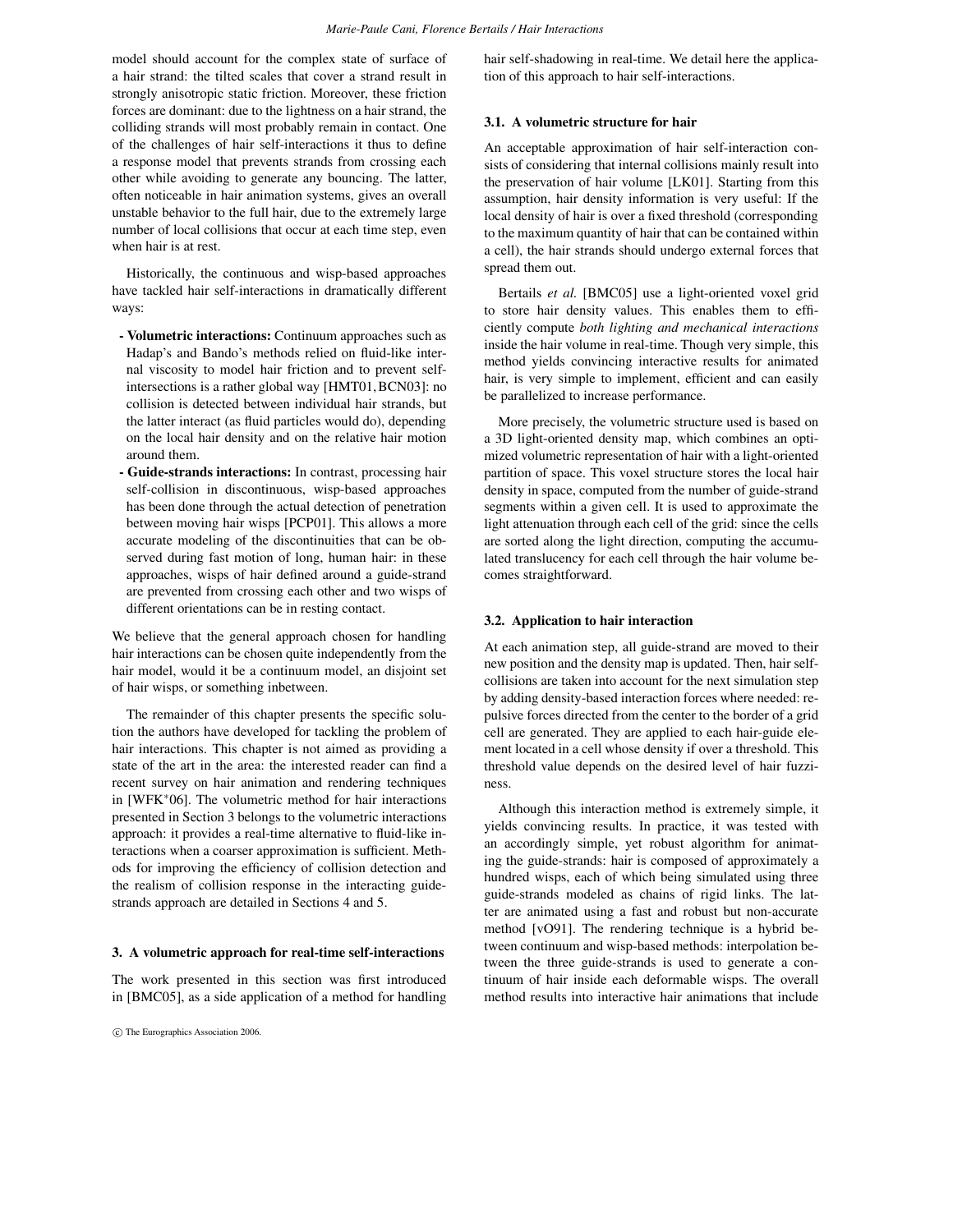model should account for the complex state of surface of a hair strand: the tilted scales that cover a strand result in strongly anisotropic static friction. Moreover, these friction forces are dominant: due to the lightness on a hair strand, the colliding strands will most probably remain in contact. One of the challenges of hair self-interactions it thus to define a response model that prevents strands from crossing each other while avoiding to generate any bouncing. The latter, often noticeable in hair animation systems, gives an overall unstable behavior to the full hair, due to the extremely large number of local collisions that occur at each time step, even when hair is at rest.

Historically, the continuous and wisp-based approaches have tackled hair self-interactions in dramatically different ways:

- **Volumetric interactions:** Continuum approaches such as Hadap's and Bando's methods relied on fluid-like internal viscosity to model hair friction and to prevent self-intersections is a rather global way [HMT01, BCN03]: no collision is detected between individual hair strands, but the latter interact (as fluid particles would do), depending on the local hair density and on the relative hair motion around them.
- **Guide-strands interactions:** In contrast, processing hair self-collision in discontinuous, wisp-based approaches has been done through the actual detection of penetration between moving hair wisps [PCP01]. This allows a more accurate modeling of the discontinuities that can be observed during fast motion of long, human hair: in these approaches, wisps of hair defined around a guide-strand are prevented from crossing each other and two wisps of different orientations can be in resting contact.

We believe that the general approach chosen for handling hair interactions can be chosen quite independently from the hair model, would it be a continuum model, an disjoint set of hair wisps, or something inbetween.

The remainder of this chapter presents the specific solution the authors have developed for tackling the problem of hair interactions. This chapter is not aimed as providing a state of the art in the area: the interested reader can find a recent survey on hair animation and rendering techniques in [WFK*06]. The volumetric method for hair interactions presented in Section 3 belongs to the volumetric interactions approach: it provides a real-time alternative to fluid-like interactions when a coarser approximation is sufficient. Methods for improving the efficiency of collision detection and the realism of collision response in the interacting guide-strands approach are detailed in Sections 4 and 5.

## 3. A volumetric approach for real-time self-interactions

The work presented in this section was first introduced in [BMC05], as a side application of a method for handling hair self-shadowing in real-time. We detail here the application of this approach to hair self-interactions.

### 3.1. A volumetric structure for hair

An acceptable approximation of hair self-interaction consists of considering that internal collisions mainly result into the preservation of hair volume [LK01]. Starting from this assumption, hair density information is very useful: If the local density of hair is over a fixed threshold (corresponding to the maximum quantity of hair that can be contained within a cell), the hair strands should undergo external forces that spread them out.

Bertails *et al.* [BMC05] use a light-oriented voxel grid to store hair density values. This enables them to efficiently compute *both lighting and mechanical interactions* inside the hair volume in real-time. Though very simple, this method yields convincing interactive results for animated hair, is very simple to implement, efficient and can easily be parallelized to increase performance.

More precisely, the volumetric structure used is based on a 3D light-oriented density map, which combines an optimized volumetric representation of hair with a light-oriented partition of space. This voxel structure stores the local hair density in space, computed from the number of guide-strand segments within a given cell. It is used to approximate the light attenuation through each cell of the grid: since the cells are sorted along the light direction, computing the accumulated translucency for each cell through the hair volume becomes straightforward.

### 3.2. Application to hair interaction

At each animation step, all guide-strand are moved to their new position and the density map is updated. Then, hair self-collisions are taken into account for the next simulation step by adding density-based interaction forces where needed: repulsive forces directed from the center to the border of a grid cell are generated. They are applied to each hair-guide element located in a cell whose density if over a threshold. This threshold value depends on the desired level of hair fuzziness.

Although this interaction method is extremely simple, it yields convincing results. In practice, it was tested with an accordingly simple, yet robust algorithm for animating the guide-strands: hair is composed of approximately a hundred wisps, each of which being simulated using three guide-strands modeled as chains of rigid links. The latter are animated using a fast and robust but non-accurate method [vO91]. The rendering technique is a hybrid between continuum and wisp-based methods: interpolation between the three guide-strands is used to generate a continuum of hair inside each deformable wisps. The overall method results into interactive hair animations that include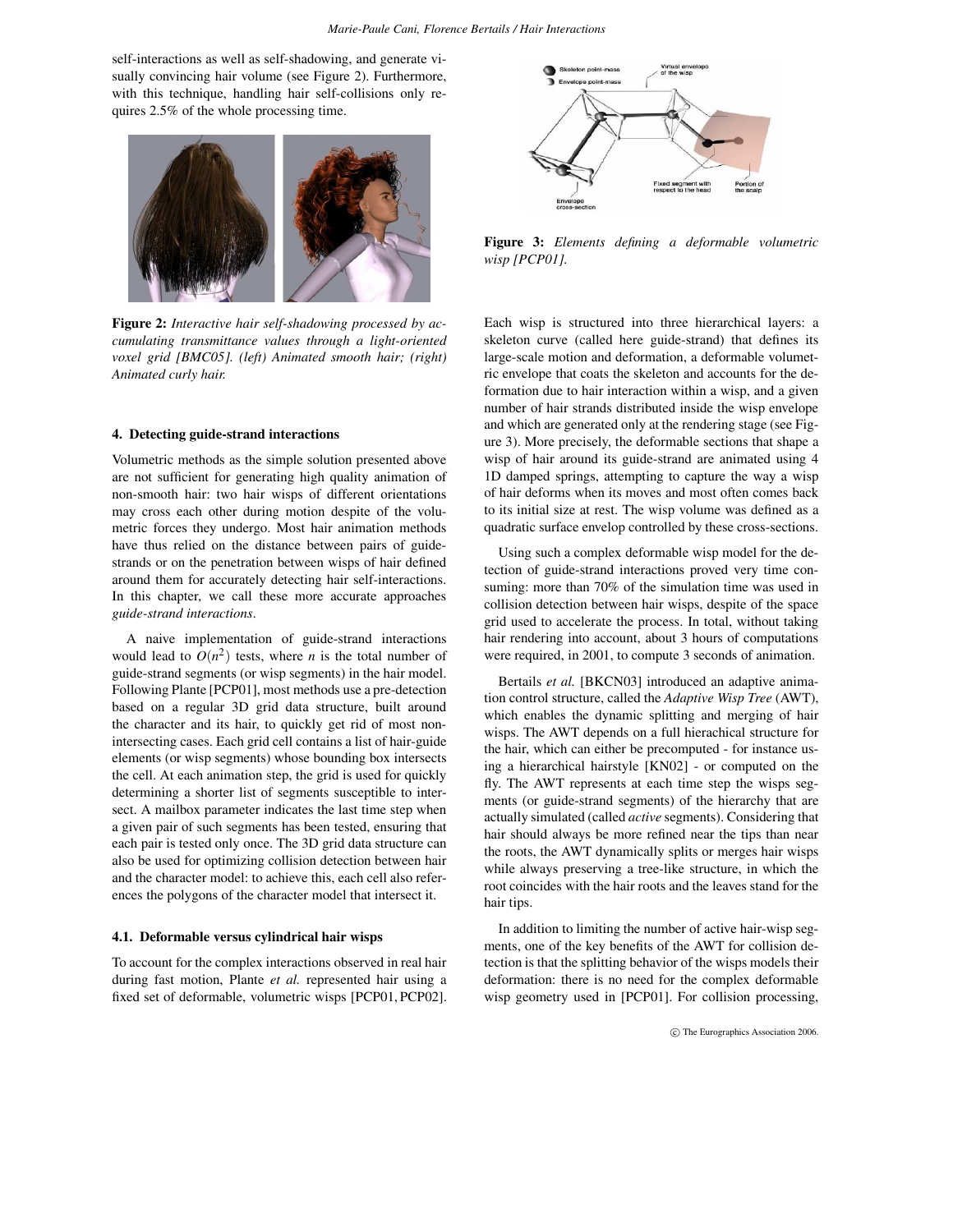self-interactions as well as self-shadowing, and generate visually convincing hair volume (see Figure 2). Furthermore, with this technique, handling hair self-collisions only requires 2.5% of the whole processing time.

**Figure 2:** *Interactive hair self-shadowing processed by accumulating transmittance values through a light-oriented voxel grid [BMC05]. (left) Animated smooth hair; (right) Animated curly hair.*

## 4. Detecting guide-strand interactions

Volumetric methods as the simple solution presented above are not sufficient for generating high quality animation of non-smooth hair: two hair wisps of different orientations may cross each other during motion despite of the volumetric forces they undergo. Most hair animation methods have thus relied on the distance between pairs of guide-strands or on the penetration between wisps of hair defined around them for accurately detecting hair self-interactions. In this chapter, we call these more accurate approaches *guide-strand interactions*.

A naive implementation of guide-strand interactions would lead to $O(n^2)$ tests, where $n$ is the total number of guide-strand segments (or wisp segments) in the hair model. Following Plante [PCP01], most methods use a pre-detection based on a regular 3D grid data structure, built around the character and its hair, to quickly get rid of most non-intersecting cases. Each grid cell contains a list of hair-guide elements (or wisp segments) whose bounding box intersects the cell. At each animation step, the grid is used for quickly determining a shorter list of segments susceptible to intersect. A mailbox parameter indicates the last time step when a given pair of such segments has been tested, ensuring that each pair is tested only once. The 3D grid data structure can also be used for optimizing collision detection between hair and the character model: to achieve this, each cell also references the polygons of the character model that intersect it.

### 4.1. Deformable versus cylindrical hair wisps

To account for the complex interactions observed in real hair during fast motion, Plante *et al.* represented hair using a fixed set of deformable, volumetric wisps [PCP01, PCP02].

**Figure 3:** *Elements defining a deformable volumetric wisp [PCP01].*

Each wisp is structured into three hierarchical layers: a skeleton curve (called here guide-strand) that defines its large-scale motion and deformation, a deformable volumetric envelope that coats the skeleton and accounts for the deformation due to hair interaction within a wisp, and a given number of hair strands distributed inside the wisp envelope and which are generated only at the rendering stage (see Figure 3). More precisely, the deformable sections that shape a wisp of hair around its guide-strand are animated using 4 1D damped springs, attempting to capture the way a wisp of hair deforms when its moves and most often comes back to its initial size at rest. The wisp volume was defined as a quadratic surface envelop controlled by these cross-sections.

Using such a complex deformable wisp model for the detection of guide-strand interactions proved very time consuming: more than 70% of the simulation time was used in collision detection between hair wisps, despite of the space grid used to accelerate the process. In total, without taking hair rendering into account, about 3 hours of computations were required, in 2001, to compute 3 seconds of animation.

Bertails *et al.* [BKCN03] introduced an adaptive animation control structure, called the *Adaptive Wisp Tree* (AWT), which enables the dynamic splitting and merging of hair wisps. The AWT depends on a full hierachical structure for the hair, which can either be precomputed - for instance using a hierarchical hairstyle [KN02] - or computed on the fly. The AWT represents at each time step the wisps segments (or guide-strand segments) of the hierarchy that are actually simulated (called *active* segments). Considering that hair should always be more refined near the tips than near the roots, the AWT dynamically splits or merges hair wisps while always preserving a tree-like structure, in which the root coincides with the hair roots and the leaves stand for the hair tips.

In addition to limiting the number of active hair-wisp segments, one of the key benefits of the AWT for collision detection is that the splitting behavior of the wisps models their deformation: there is no need for the complex deformable wisp geometry used in [PCP01]. For collision processing,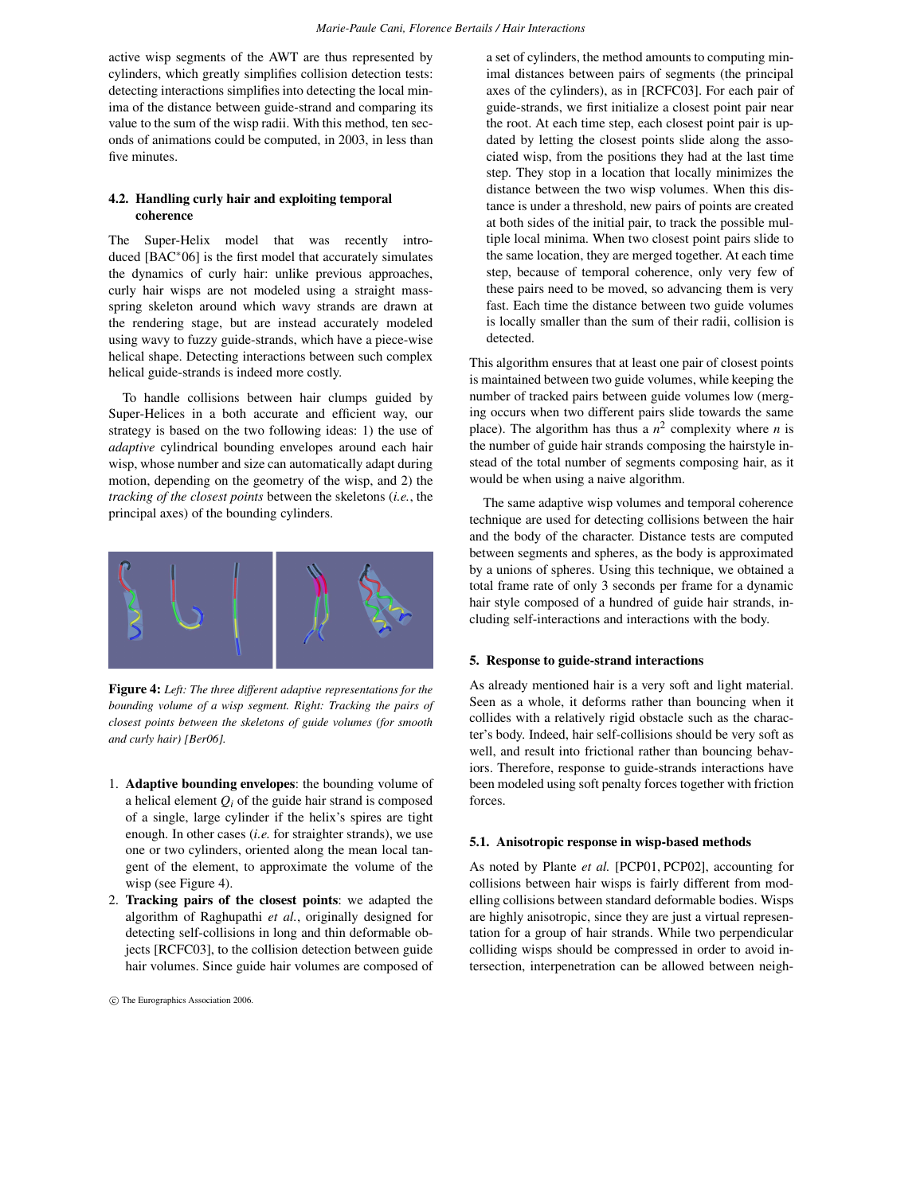active wisp segments of the AWT are thus represented by cylinders, which greatly simplifies collision detection tests: detecting interactions simplifies into detecting the local minima of the distance between guide-strand and comparing its value to the sum of the wisp radii. With this method, ten seconds of animations could be computed, in 2003, in less than five minutes.

### 4.2. Handling curly hair and exploiting temporal coherence

The Super-Helix model that was recently introduced [BAC*06] is the first model that accurately simulates the dynamics of curly hair: unlike previous approaches, curly hair wisps are not modeled using a straight mass-spring skeleton around which wavy strands are drawn at the rendering stage, but are instead accurately modeled using wavy to fuzzy guide-strands, which have a piece-wise helical shape. Detecting interactions between such complex helical guide-strands is indeed more costly.

To handle collisions between hair clumps guided by Super-Helices in a both accurate and efficient way, our strategy is based on the two following ideas: 1) the use of *adaptive* cylindrical bounding envelopes around each hair wisp, whose number and size can automatically adapt during motion, depending on the geometry of the wisp, and 2) the *tracking of the closest points* between the skeletons (*i.e.*, the principal axes) of the bounding cylinders.

**Figure 4:** *Left: The three different adaptive representations for the bounding volume of a wisp segment. Right: Tracking the pairs of closest points between the skeletons of guide volumes (for smooth and curly hair) [Ber06].*

1. **Adaptive bounding envelopes**: the bounding volume of a helical element $Q_i$ of the guide hair strand is composed of a single, large cylinder if the helix's spires are tight enough. In other cases (*i.e.* for straighter strands), we use one or two cylinders, oriented along the mean local tangent of the element, to approximate the volume of the wisp (see Figure 4).
2. **Tracking pairs of the closest points**: we adapted the algorithm of Raghupathi *et al.*, originally designed for detecting self-collisions in long and thin deformable objects [RCFC03], to the collision detection between guide hair volumes. Since guide hair volumes are composed of a set of cylinders, the method amounts to computing minimal distances between pairs of segments (the principal axes of the cylinders), as in [RCFC03]. For each pair of guide-strands, we first initialize a closest point pair near the root. At each time step, each closest point pair is updated by letting the closest points slide along the associated wisp, from the positions they had at the last time step. They stop in a location that locally minimizes the distance between the two wisp volumes. When this distance is under a threshold, new pairs of points are created at both sides of the initial pair, to track the possible multiple local minima. When two closest point pairs slide to the same location, they are merged together. At each time step, because of temporal coherence, only very few of these pairs need to be moved, so advancing them is very fast. Each time the distance between two guide volumes is locally smaller than the sum of their radii, collision is detected.

This algorithm ensures that at least one pair of closest points is maintained between two guide volumes, while keeping the number of tracked pairs between guide volumes low (merging occurs when two different pairs slide towards the same place). The algorithm has thus a $n^2$ complexity where $n$ is the number of guide hair strands composing the hairstyle instead of the total number of segments composing hair, as it would be when using a naive algorithm.

The same adaptive wisp volumes and temporal coherence technique are used for detecting collisions between the hair and the body of the character. Distance tests are computed between segments and spheres, as the body is approximated by a unions of spheres. Using this technique, we obtained a total frame rate of only 3 seconds per frame for a dynamic hair style composed of a hundred of guide hair strands, including self-interactions and interactions with the body.

## 5. Response to guide-strand interactions

As already mentioned hair is a very soft and light material. Seen as a whole, it deforms rather than bouncing when it collides with a relatively rigid obstacle such as the character's body. Indeed, hair self-collisions should be very soft as well, and result into frictional rather than bouncing behaviors. Therefore, response to guide-strands interactions have been modeled using soft penalty forces together with friction forces.

### 5.1. Anisotropic response in wisp-based methods

As noted by Plante *et al.* [PCP01, PCP02], accounting for collisions between hair wisps is fairly different from modelling collisions between standard deformable bodies. Wisps are highly anisotropic, since they are just a virtual representation for a group of hair strands. While two perpendicular colliding wisps should be compressed in order to avoid intersection, interpenetration can be allowed between neigh-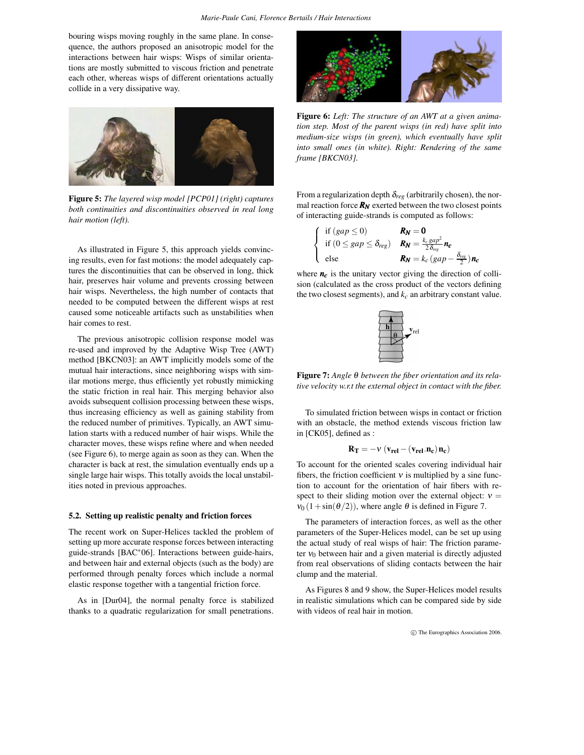bouring wisps moving roughly in the same plane. In consequence, the authors proposed an anisotropic model for the interactions between hair wisps: Wisps of similar orientations are mostly submitted to viscous friction and penetrate each other, whereas wisps of different orientations actually collide in a very dissipative way.

**Figure 5:** *The layered wisp model [PCP01] (right) captures both continuities and discontinuities observed in real long hair motion (left).*

As illustrated in Figure 5, this approach yields convincing results, even for fast motions: the model adequately captures the discontinuities that can be observed in long, thick hair, preserves hair volume and prevents crossing between hair wisps. Nevertheless, the high number of contacts that needed to be computed between the different wisps at rest caused some noticeable artifacts such as unstabilities when hair comes to rest.

The previous anisotropic collision response model was re-used and improved by the Adaptive Wisp Tree (AWT) method [BKCN03]: an AWT implicitly models some of the mutual hair interactions, since neighboring wisps with similar motions merge, thus efficiently yet robustly mimicking the static friction in real hair. This merging behavior also avoids subsequent collision processing between these wisps, thus increasing efficiency as well as gaining stability from the reduced number of primitives. Typically, an AWT simulation starts with a reduced number of hair wisps. While the character moves, these wisps refine where and when needed (see Figure 6), to merge again as soon as they can. When the character is back at rest, the simulation eventually ends up a single large hair wisps. This totally avoids the local unstabilities noted in previous approaches.

### 5.2. Setting up realistic penalty and friction forces

The recent work on Super-Helices tackled the problem of setting up more accurate response forces between interacting guide-strands [BAC*06]. Interactions between guide-hairs, and between hair and external objects (such as the body) are performed through penalty forces which include a normal elastic response together with a tangential friction force.

As in [Dur04], the normal penalty force is stabilized thanks to a quadratic regularization for small penetrations.

**Figure 6:** *Left: The structure of an AWT at a given animation step. Most of the parent wisps (in red) have split into medium-size wisps (in green), which eventually have split into small ones (in white). Right: Rendering of the same frame [BKCN03].*

From a regularization depth $\delta_{reg}$ (arbitrarily chosen), the normal reaction force $\boldsymbol{R_N}$ exerted between the two closest points of interacting guide-strands is computed as follows:

$$
\begin{cases}
\text{if } (gap \le 0) & \boldsymbol{R_N} = \mathbf{0} \\
\text{if } (0 \le gap \le \delta_{reg}) & \boldsymbol{R_N} = \frac{k_c\, gap^2}{2\,\delta_{reg}}\, \boldsymbol{n_c} \\
\text{else} & \boldsymbol{R_N} = k_c\,(gap - \frac{\delta_{reg}}{2})\, \boldsymbol{n_c}
\end{cases}
$$

where $\boldsymbol{n_c}$ is the unitary vector giving the direction of collision (calculated as the cross product of the vectors defining the two closest segments), and $k_c$ an arbitrary constant value.

**Figure 7:** *Angle $\theta$ between the fiber orientation and its relative velocity w.r.t the external object in contact with the fiber.*

To simulated friction between wisps in contact or friction with an obstacle, the method extends viscous friction law in [CK05], defined as :

$$\mathbf{R_T} = -\nu\,(\mathbf{v_{rel}} - (\mathbf{v_{rel}}.\mathbf{n_c})\,\mathbf{n_c})$$

To account for the oriented scales covering individual hair fibers, the friction coefficient $\nu$ is multiplied by a sine function to account for the orientation of hair fibers with respect to their sliding motion over the external object: $\nu = \nu_0\,(1+\sin(\theta/2))$, where angle $\theta$ is defined in Figure 7.

The parameters of interaction forces, as well as the other parameters of the Super-Helices model, can be set up using the actual study of real wisps of hair: The friction parameter $\nu_0$ between hair and a given material is directly adjusted from real observations of sliding contacts between the hair clump and the material.

As Figures 8 and 9 show, the Super-Helices model results in realistic simulations which can be compared side by side with videos of real hair in motion.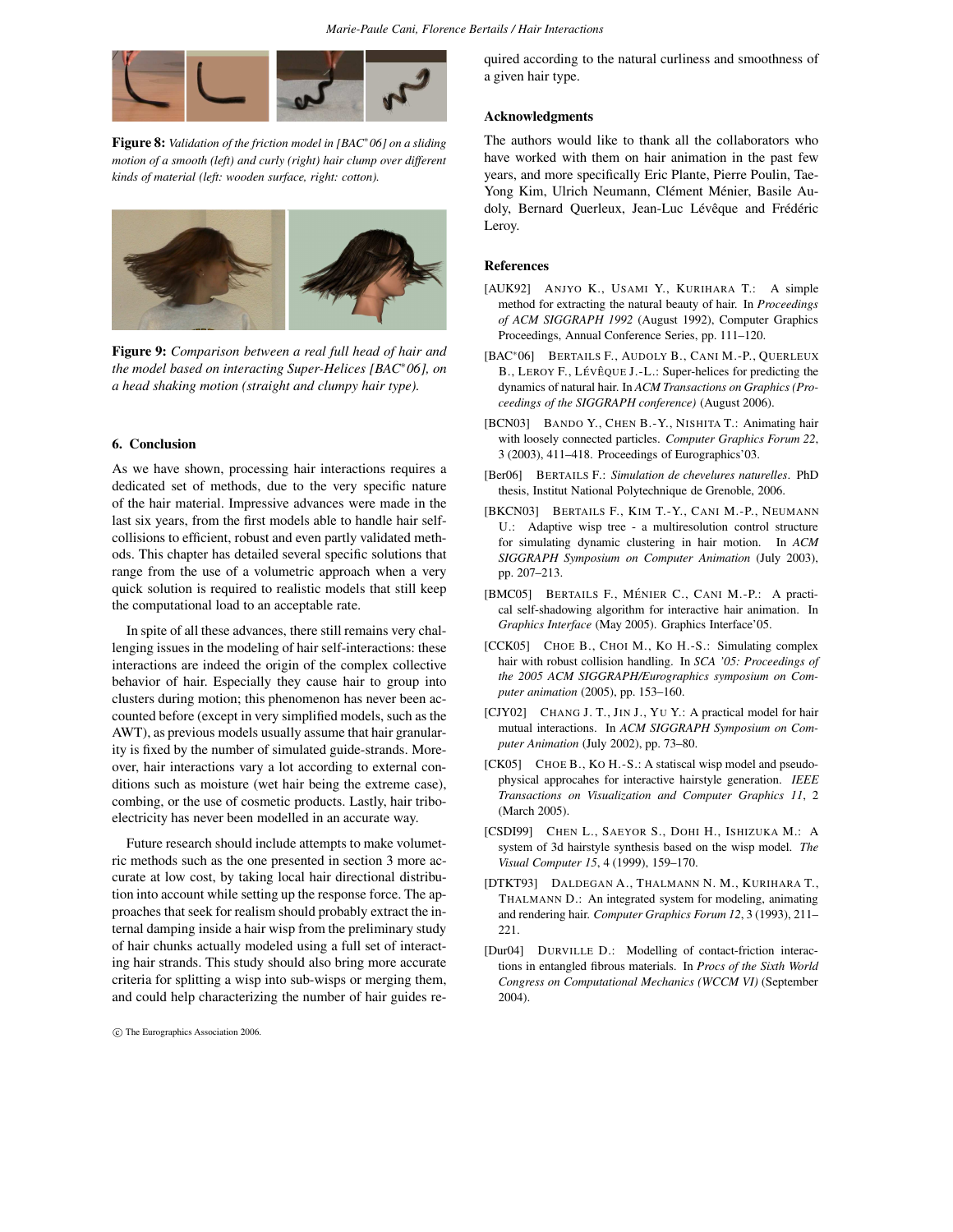**Figure 8:** *Validation of the friction model in [BAC*06] on a sliding motion of a smooth (left) and curly (right) hair clump over different kinds of material (left: wooden surface, right: cotton).*

**Figure 9:** *Comparison between a real full head of hair and the model based on interacting Super-Helices [BAC*06], on a head shaking motion (straight and clumpy hair type).*

## 6. Conclusion

As we have shown, processing hair interactions requires a dedicated set of methods, due to the very specific nature of the hair material. Impressive advances were made in the last six years, from the first models able to handle hair self-collisions to efficient, robust and even partly validated methods. This chapter has detailed several specific solutions that range from the use of a volumetric approach when a very quick solution is required to realistic models that still keep the computational load to an acceptable rate.

In spite of all these advances, there still remains very challenging issues in the modeling of hair self-interactions: these interactions are indeed the origin of the complex collective behavior of hair. Especially they cause hair to group into clusters during motion; this phenomenon has never been accounted before (except in very simplified models, such as the AWT), as previous models usually assume that hair granularity is fixed by the number of simulated guide-strands. Moreover, hair interactions vary a lot according to external conditions such as moisture (wet hair being the extreme case), combing, or the use of cosmetic products. Lastly, hair triboelectricity has never been modelled in an accurate way.

Future research should include attempts to make volumetric methods such as the one presented in section 3 more accurate at low cost, by taking local hair directional distribution into account while setting up the response force. The approaches that seek for realism should probably extract the internal damping inside a hair wisp from the preliminary study of hair chunks actually modeled using a full set of interacting hair strands. This study should also bring more accurate criteria for splitting a wisp into sub-wisps or merging them, and could help characterizing the number of hair guides required according to the natural curliness and smoothness of a given hair type.

## Acknowledgments

The authors would like to thank all the collaborators who have worked with them on hair animation in the past few years, and more specifically Eric Plante, Pierre Poulin, Tae-Yong Kim, Ulrich Neumann, Clément Ménier, Basile Audoly, Bernard Querleux, Jean-Luc Lévêque and Frédéric Leroy.

## References

[AUK92] Anjyo K., Usami Y., Kurihara T.: A simple method for extracting the natural beauty of hair. In *Proceedings of ACM SIGGRAPH 1992* (August 1992), Computer Graphics Proceedings, Annual Conference Series, pp. 111–120.

[BAC*06] Bertails F., Audoly B., Cani M.-P., Querleux B., Leroy F., Lévêque J.-L.: Super-helices for predicting the dynamics of natural hair. In *ACM Transactions on Graphics (Proceedings of the SIGGRAPH conference)* (August 2006).

[BCN03] Bando Y., Chen B.-Y., Nishita T.: Animating hair with loosely connected particles. *Computer Graphics Forum 22*, 3 (2003), 411–418. Proceedings of Eurographics'03.

[Ber06] Bertails F.: *Simulation de chevelures naturelles*. PhD thesis, Institut National Polytechnique de Grenoble, 2006.

[BKCN03] Bertails F., Kim T.-Y., Cani M.-P., Neumann U.: Adaptive wisp tree - a multiresolution control structure for simulating dynamic clustering in hair motion. In *ACM SIGGRAPH Symposium on Computer Animation* (July 2003), pp. 207–213.

[BMC05] Bertails F., Ménier C., Cani M.-P.: A practical self-shadowing algorithm for interactive hair animation. In *Graphics Interface* (May 2005). Graphics Interface'05.

[CCK05] Choe B., Choi M., Ko H.-S.: Simulating complex hair with robust collision handling. In *SCA '05: Proceedings of the 2005 ACM SIGGRAPH/Eurographics symposium on Computer animation* (2005), pp. 153–160.

[CJY02] Chang J. T., Jin J., Yu Y.: A practical model for hair mutual interactions. In *ACM SIGGRAPH Symposium on Computer Animation* (July 2002), pp. 73–80.

[CK05] Choe B., Ko H.-S.: A statiscal wisp model and pseudophysical approcahes for interactive hairstyle generation. *IEEE Transactions on Visualization and Computer Graphics 11*, 2 (March 2005).

[CSDI99] Chen L., Saeyor S., Dohi H., Ishizuka M.: A system of 3d hairstyle synthesis based on the wisp model. *The Visual Computer 15*, 4 (1999), 159–170.

[DTKT93] Daldegan A., Thalmann N. M., Kurihara T., Thalmann D.: An integrated system for modeling, animating and rendering hair. *Computer Graphics Forum 12*, 3 (1993), 211–221.

[Dur04] Durville D.: Modelling of contact-friction interactions in entangled fibrous materials. In *Procs of the Sixth World Congress on Computational Mechanics (WCCM VI)* (September 2004).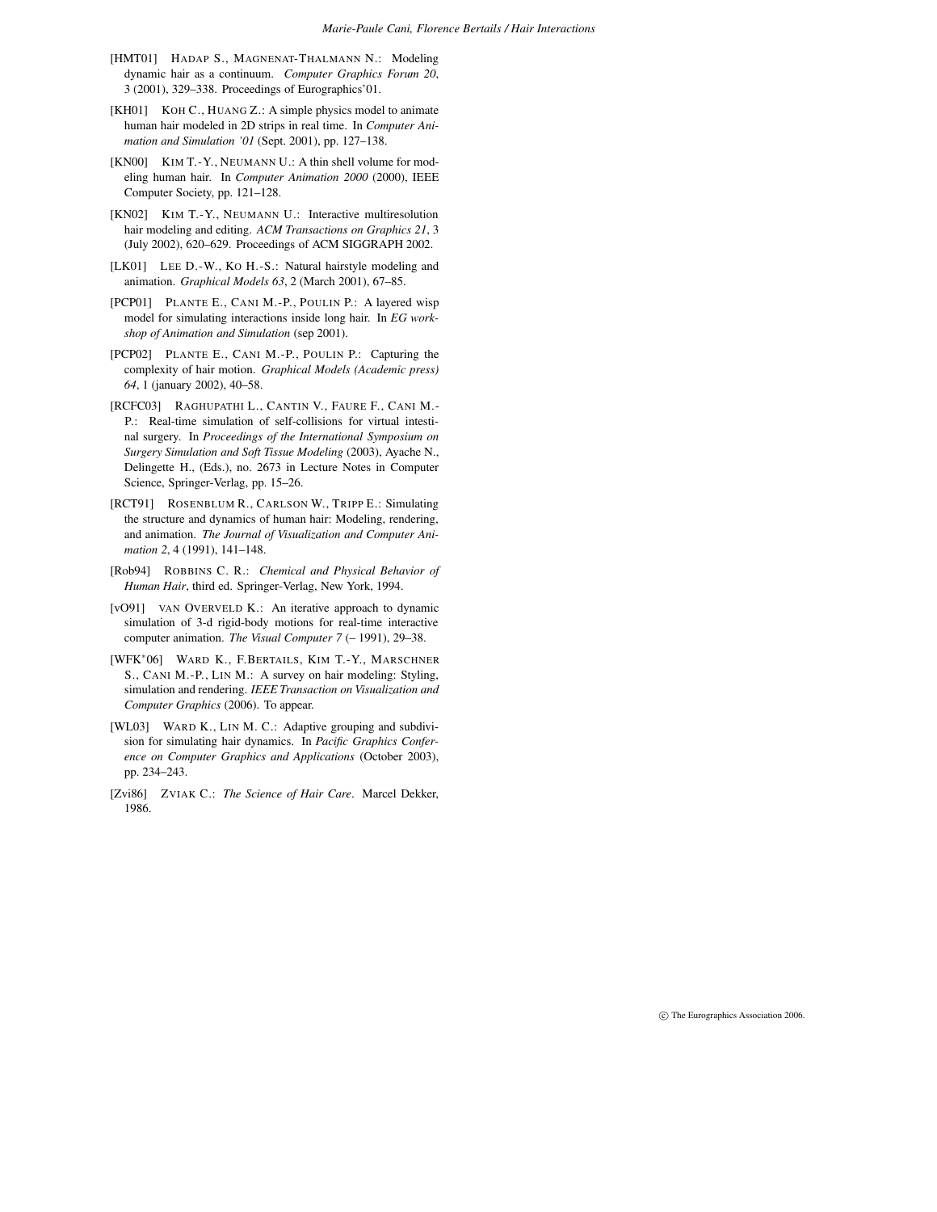[HMT01] Hadap S., Magnenat-Thalmann N.: Modeling dynamic hair as a continuum. *Computer Graphics Forum 20*, 3 (2001), 329–338. Proceedings of Eurographics'01.

[KH01] Koh C., Huang Z.: A simple physics model to animate human hair modeled in 2D strips in real time. In *Computer Animation and Simulation '01* (Sept. 2001), pp. 127–138.

[KN00] Kim T.-Y., Neumann U.: A thin shell volume for modeling human hair. In *Computer Animation 2000* (2000), IEEE Computer Society, pp. 121–128.

[KN02] Kim T.-Y., Neumann U.: Interactive multiresolution hair modeling and editing. *ACM Transactions on Graphics 21*, 3 (July 2002), 620–629. Proceedings of ACM SIGGRAPH 2002.

[LK01] Lee D.-W., Ko H.-S.: Natural hairstyle modeling and animation. *Graphical Models 63*, 2 (March 2001), 67–85.

[PCP01] Plante E., Cani M.-P., Poulin P.: A layered wisp model for simulating interactions inside long hair. In *EG workshop of Animation and Simulation* (sep 2001).

[PCP02] Plante E., Cani M.-P., Poulin P.: Capturing the complexity of hair motion. *Graphical Models (Academic press) 64*, 1 (january 2002), 40–58.

[RCFC03] Raghupathi L., Cantin V., Faure F., Cani M.-P.: Real-time simulation of self-collisions for virtual intestinal surgery. In *Proceedings of the International Symposium on Surgery Simulation and Soft Tissue Modeling* (2003), Ayache N., Delingette H., (Eds.), no. 2673 in Lecture Notes in Computer Science, Springer-Verlag, pp. 15–26.

[RCT91] Rosenblum R., Carlson W., Tripp E.: Simulating the structure and dynamics of human hair: Modeling, rendering, and animation. *The Journal of Visualization and Computer Animation 2*, 4 (1991), 141–148.

[Rob94] Robbins C. R.: *Chemical and Physical Behavior of Human Hair*, third ed. Springer-Verlag, New York, 1994.

[vO91] van Overveld K.: An iterative approach to dynamic simulation of 3-d rigid-body motions for real-time interactive computer animation. *The Visual Computer 7* (– 1991), 29–38.

[WFK*06] Ward K., F.Bertails, Kim T.-Y., Marschner S., Cani M.-P., Lin M.: A survey on hair modeling: Styling, simulation and rendering. *IEEE Transaction on Visualization and Computer Graphics* (2006). To appear.

[WL03] Ward K., Lin M. C.: Adaptive grouping and subdivision for simulating hair dynamics. In *Pacific Graphics Conference on Computer Graphics and Applications* (October 2003), pp. 234–243.

[Zvi86] Zviak C.: *The Science of Hair Care*. Marcel Dekker, 1986.